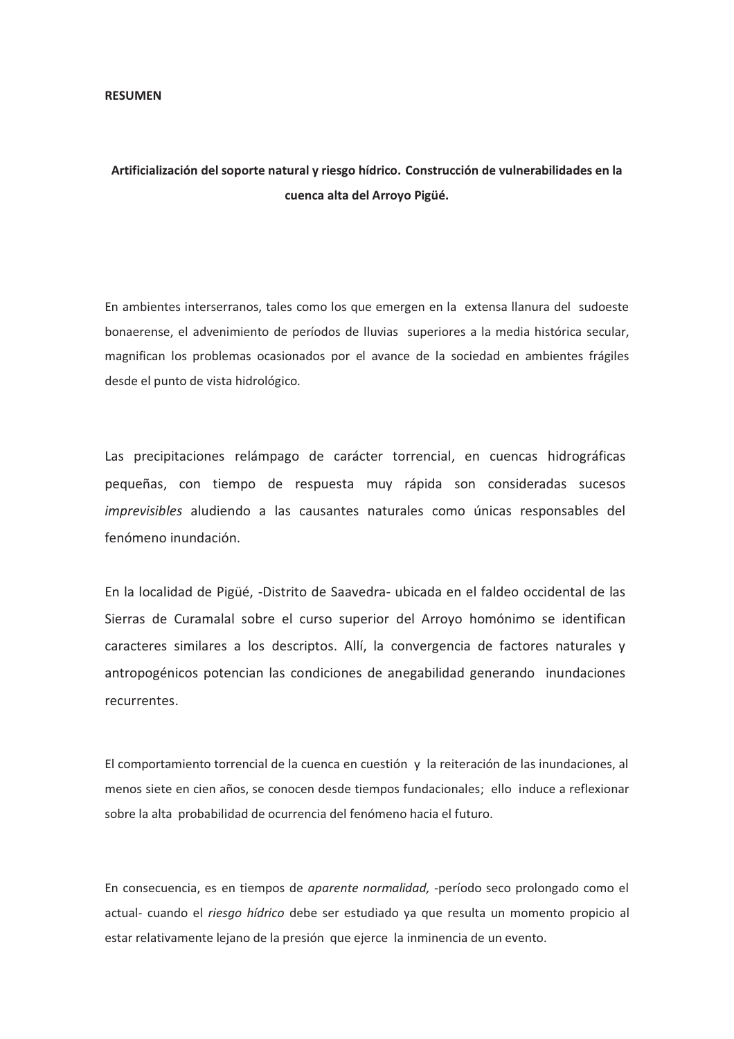**RESUMEN**

**Artificialización del soporte natural y riesgo hídrico. Construcción de vulnerabilidades en la cuenca alta del Arroyo Pigüé.**

En ambientes interserranos, tales como los que emergen en la extensa llanura del sudoeste bonaerense, el advenimiento de períodos de lluvias superiores a la media histórica secular, magnifican los problemas ocasionados por el avance de la sociedad en ambientes frágiles desde el punto de vista hidrológico.

Las precipitaciones relámpago de carácter torrencial, en cuencas hidrográficas pequeñas, con tiempo de respuesta muy rápida son consideradas sucesos *imprevisibles* aludiendo a las causantes naturales como únicas responsables del fenómeno inundación.

En la localidad de Pigüé, -Distrito de Saavedra- ubicada en el faldeo occidental de las Sierras de Curamalal sobre el curso superior del Arroyo homónimo se identifican caracteres similares a los descriptos. Allí, la convergencia de factores naturales y antropogénicos potencian las condiciones de anegabilidad generando inundaciones recurrentes.

El comportamiento torrencial de la cuenca en cuestión y la reiteración de las inundaciones, al menos siete en cien años, se conocen desde tiempos fundacionales; ello induce a reflexionar sobre la alta probabilidad de ocurrencia del fenómeno hacia el futuro.

En consecuencia, es en tiempos de *aparente normalidad,* -período seco prolongado como el actual- cuando el *riesgo hídrico* debe ser estudiado ya que resulta un momento propicio al estar relativamente lejano de la presión que ejerce la inminencia de un evento.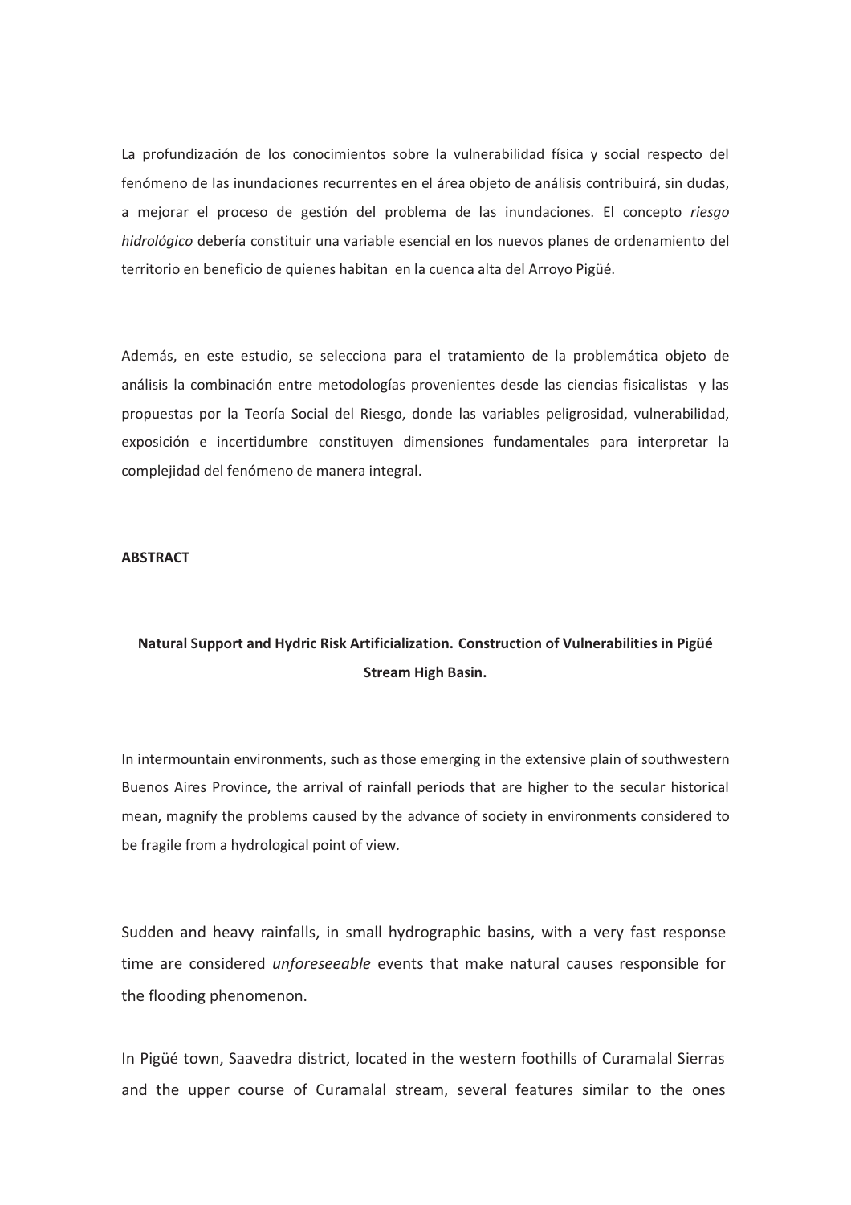La profundización de los conocimientos sobre la vulnerabilidad física y social respecto del fenómeno de las inundaciones recurrentes en el área objeto de análisis contribuirá, sin dudas, a mejorar el proceso de gestión del problema de las inundaciones. El concepto *riesgo hidrológico* debería constituir una variable esencial en los nuevos planes de ordenamiento del territorio en beneficio de quienes habitan en la cuenca alta del Arroyo Pigüé.

Además, en este estudio, se selecciona para el tratamiento de la problemática objeto de análisis la combinación entre metodologías provenientes desde las ciencias fisicalistas y las propuestas por la Teoría Social del Riesgo, donde las variables peligrosidad, vulnerabilidad, exposición e incertidumbre constituyen dimensiones fundamentales para interpretar la complejidad del fenómeno de manera integral.

**ABSTRACT**

**Natural Support and Hydric Risk Artificialization. Construction of Vulnerabilities in Pigüé Stream High Basin.**

In intermountain environments, such as those emerging in the extensive plain of southwestern Buenos Aires Province, the arrival of rainfall periods that are higher to the secular historical mean, magnify the problems caused by the advance of society in environments considered to be fragile from a hydrological point of view.

Sudden and heavy rainfalls, in small hydrographic basins, with a very fast response time are considered *unforeseeable* events that make natural causes responsible for the flooding phenomenon.

In Pigüé town, Saavedra district, located in the western foothills of Curamalal Sierras and the upper course of Curamalal stream, several features similar to the ones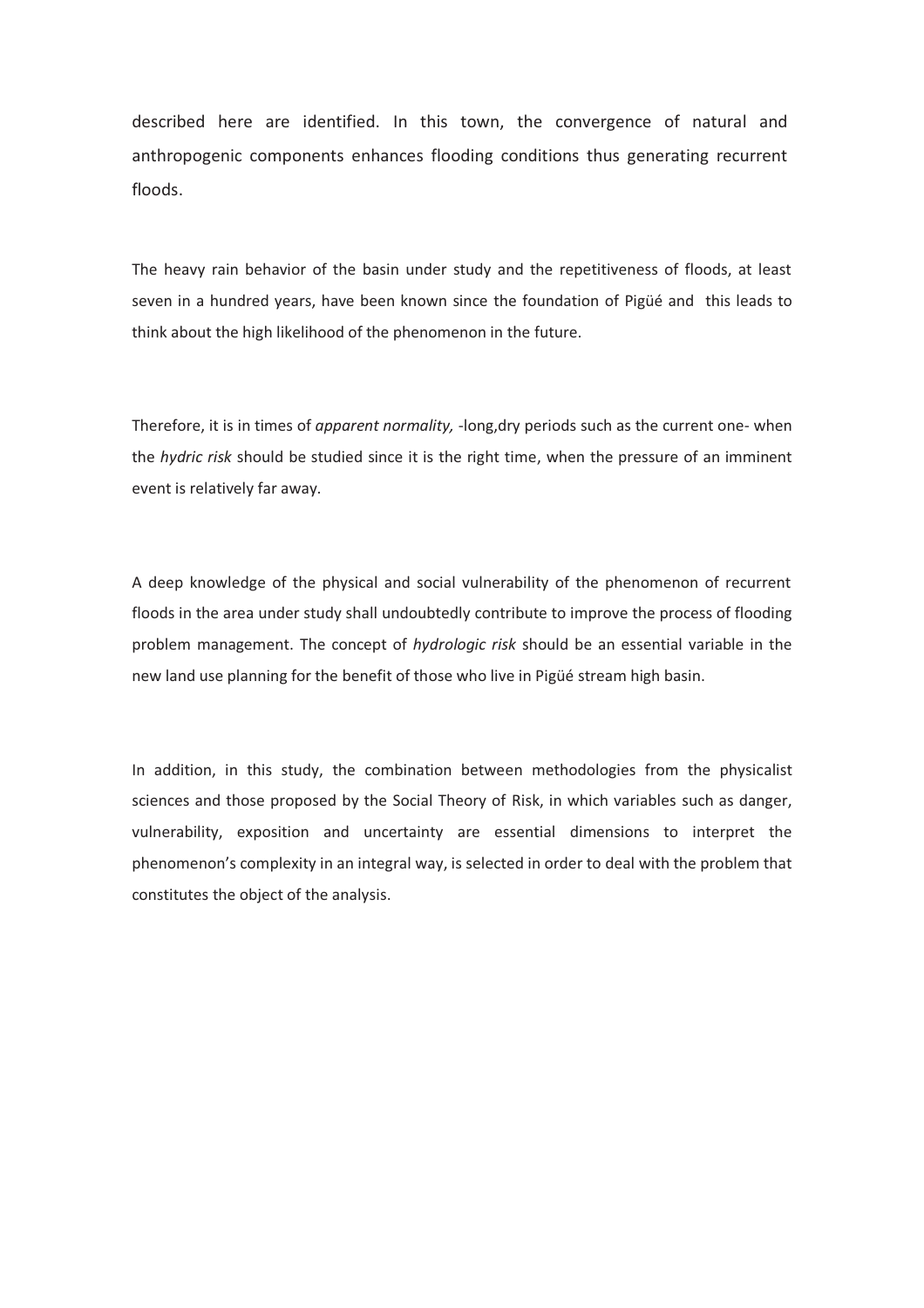described here are identified. In this town, the convergence of natural and anthropogenic components enhances flooding conditions thus generating recurrent floods.

The heavy rain behavior of the basin under study and the repetitiveness of floods, at least seven in a hundred years, have been known since the foundation of Pigüé and this leads to think about the high likelihood of the phenomenon in the future.

Therefore, it is in times of *apparent normality,* -long,dry periods such as the current one- when the *hydric risk* should be studied since it is the right time, when the pressure of an imminent event is relatively far away.

A deep knowledge of the physical and social vulnerability of the phenomenon of recurrent floods in the area under study shall undoubtedly contribute to improve the process of flooding problem management. The concept of *hydrologic risk* should be an essential variable in the new land use planning for the benefit of those who live in Pigüé stream high basin.

In addition, in this study, the combination between methodologies from the physicalist sciences and those proposed by the Social Theory of Risk, in which variables such as danger, vulnerability, exposition and uncertainty are essential dimensions to interpret the phenomenon's complexity in an integral way, is selected in order to deal with the problem that constitutes the object of the analysis.